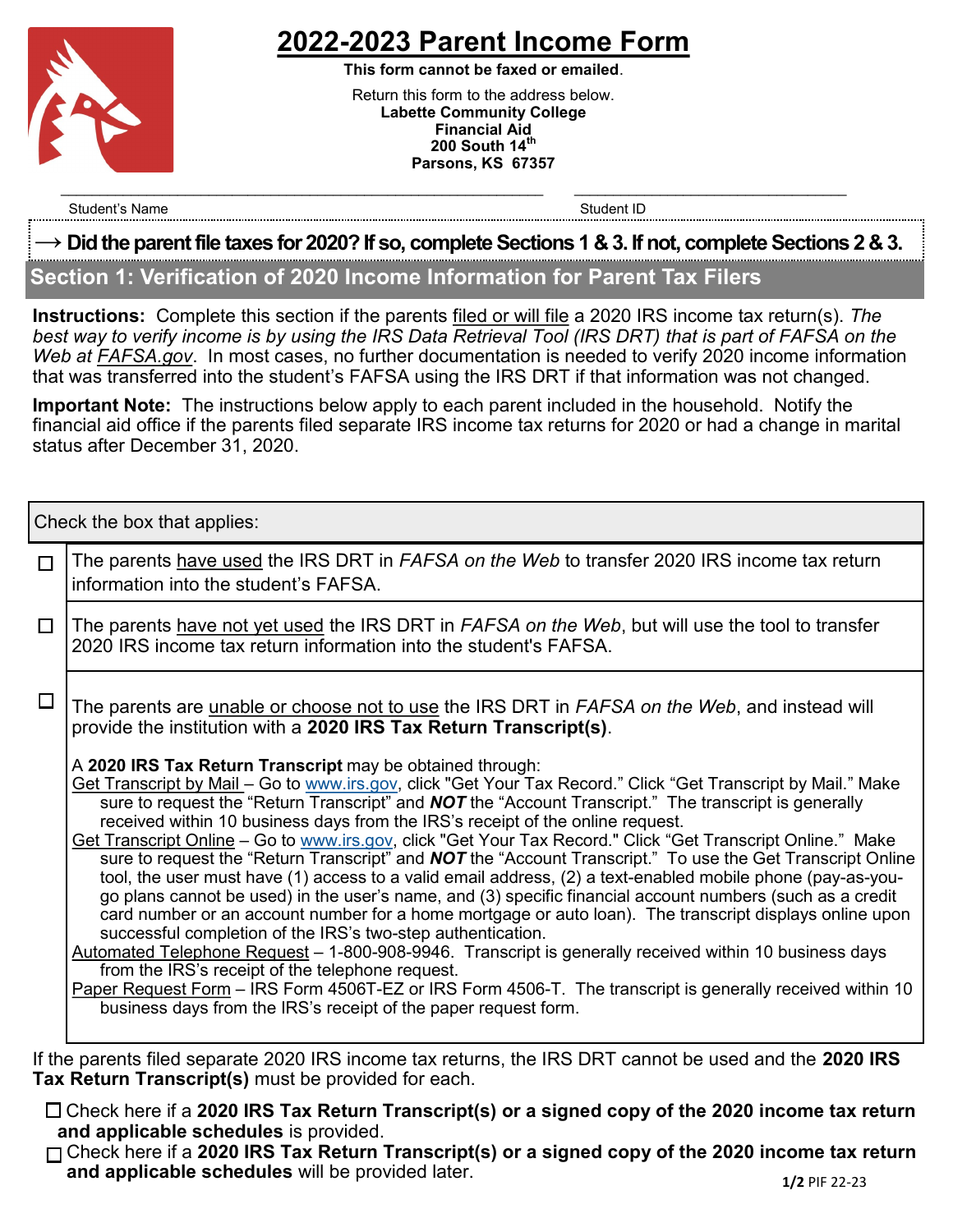# 2022-2023 Parent Income Form

**This form cannot be faxed or emailed.**

Return this form to the address below.
**Labette Community College**
**Financial Aid**
**200 South 14th**
**Parsons, KS 67357**

\_\_\_\_\_\_\_\_\_\_\_\_\_\_\_\_\_\_\_\_\_\_\_\_\_\_\_\_\_\_\_\_\_\_\_\_\_\_\_\_ \_\_\_\_\_\_\_\_\_\_\_\_\_\_\_\_\_\_\_\_\_\_\_\_\_\_\_\_\_\_
Student's Name Student ID

**→ Did the parent file taxes for 2020? If so, complete Sections 1 & 3. If not, complete Sections 2 & 3.**

## Section 1: Verification of 2020 Income Information for Parent Tax Filers

**Instructions:** Complete this section if the parents filed or will file a 2020 IRS income tax return(s). *The best way to verify income is by using the IRS Data Retrieval Tool (IRS DRT) that is part of FAFSA on the Web at FAFSA.gov*. In most cases, no further documentation is needed to verify 2020 income information that was transferred into the student's FAFSA using the IRS DRT if that information was not changed.

**Important Note:** The instructions below apply to each parent included in the household. Notify the financial aid office if the parents filed separate IRS income tax returns for 2020 or had a change in marital status after December 31, 2020.

Check the box that applies:

☐ The parents have used the IRS DRT in *FAFSA on the Web* to transfer 2020 IRS income tax return information into the student's FAFSA.

☐ The parents have not yet used the IRS DRT in *FAFSA on the Web*, but will use the tool to transfer 2020 IRS income tax return information into the student's FAFSA.

☐ The parents are unable or choose not to use the IRS DRT in *FAFSA on the Web*, and instead will provide the institution with a **2020 IRS Tax Return Transcript(s)**.

A **2020 IRS Tax Return Transcript** may be obtained through:

Get Transcript by Mail – Go to www.irs.gov, click "Get Your Tax Record." Click "Get Transcript by Mail." Make sure to request the "Return Transcript" and ***NOT*** the "Account Transcript." The transcript is generally received within 10 business days from the IRS's receipt of the online request.

Get Transcript Online – Go to www.irs.gov, click "Get Your Tax Record." Click "Get Transcript Online." Make sure to request the "Return Transcript" and ***NOT*** the "Account Transcript." To use the Get Transcript Online tool, the user must have (1) access to a valid email address, (2) a text-enabled mobile phone (pay-as-you-go plans cannot be used) in the user's name, and (3) specific financial account numbers (such as a credit card number or an account number for a home mortgage or auto loan). The transcript displays online upon successful completion of the IRS's two-step authentication.

Automated Telephone Request – 1-800-908-9946. Transcript is generally received within 10 business days from the IRS's receipt of the telephone request.

Paper Request Form – IRS Form 4506T-EZ or IRS Form 4506-T. The transcript is generally received within 10 business days from the IRS's receipt of the paper request form.

If the parents filed separate 2020 IRS income tax returns, the IRS DRT cannot be used and the **2020 IRS Tax Return Transcript(s)** must be provided for each.

☐ Check here if a **2020 IRS Tax Return Transcript(s) or a signed copy of the 2020 income tax return and applicable schedules** is provided.

☐ Check here if a **2020 IRS Tax Return Transcript(s) or a signed copy of the 2020 income tax return and applicable schedules** will be provided later.

PIF 22-23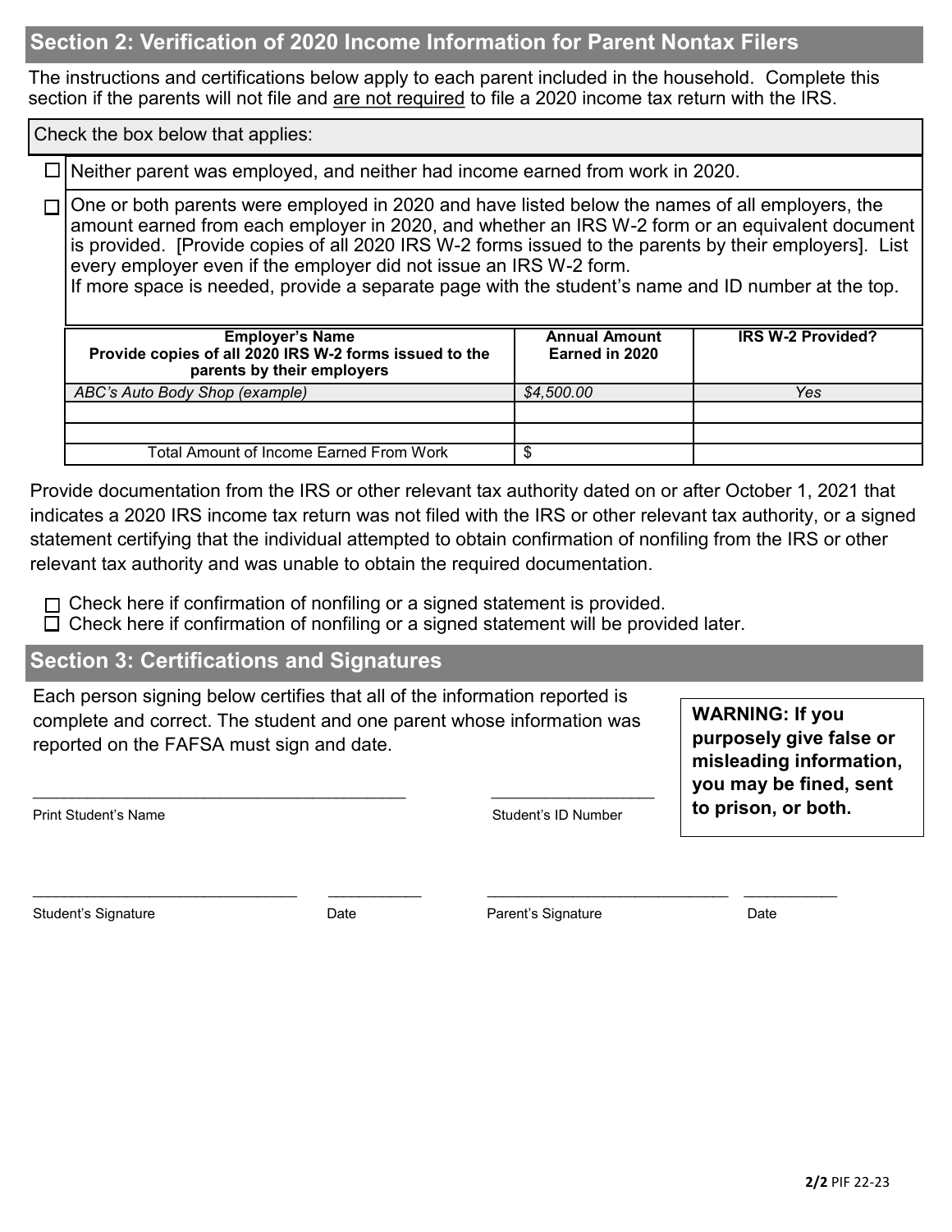## Section 2: Verification of 2020 Income Information for Parent Nontax Filers

The instructions and certifications below apply to each parent included in the household. Complete this section if the parents will not file and are not required to file a 2020 income tax return with the IRS.

Check the box below that applies:

☐ Neither parent was employed, and neither had income earned from work in 2020.

☐ One or both parents were employed in 2020 and have listed below the names of all employers, the amount earned from each employer in 2020, and whether an IRS W-2 form or an equivalent document is provided. [Provide copies of all 2020 IRS W-2 forms issued to the parents by their employers]. List every employer even if the employer did not issue an IRS W-2 form.
If more space is needed, provide a separate page with the student's name and ID number at the top.

| **Employer's Name**<br>**Provide copies of all 2020 IRS W-2 forms issued to the parents by their employers** | **Annual Amount Earned in 2020** | **IRS W-2 Provided?** |
|---|---|---|
| *ABC's Auto Body Shop (example)* | *$4,500.00* | *Yes* |
| | | |
| | | |
| Total Amount of Income Earned From Work | $ | |

Provide documentation from the IRS or other relevant tax authority dated on or after October 1, 2021 that indicates a 2020 IRS income tax return was not filed with the IRS or other relevant tax authority, or a signed statement certifying that the individual attempted to obtain confirmation of nonfiling from the IRS or other relevant tax authority and was unable to obtain the required documentation.

☐ Check here if confirmation of nonfiling or a signed statement is provided.
☐ Check here if confirmation of nonfiling or a signed statement will be provided later.

## Section 3: Certifications and Signatures

Each person signing below certifies that all of the information reported is complete and correct. The student and one parent whose information was reported on the FAFSA must sign and date.

**WARNING: If you purposely give false or misleading information, you may be fined, sent to prison, or both.**

\_\_\_\_\_\_\_\_\_\_\_\_\_\_\_\_\_\_\_\_\_\_\_\_\_\_\_\_\_\_\_\_\_\_\_\_\_\_\_\_ \_\_\_\_\_\_\_\_\_\_\_\_\_\_\_\_\_\_
Print Student's Name Student's ID Number

\_\_\_\_\_\_\_\_\_\_\_\_\_\_\_\_\_\_\_\_\_\_\_\_\_\_\_\_\_\_ \_\_\_\_\_\_\_\_\_\_\_ \_\_\_\_\_\_\_\_\_\_\_\_\_\_\_\_\_\_\_\_\_\_\_\_\_\_\_ \_\_\_\_\_\_\_\_\_\_\_
Student's Signature Date Parent's Signature Date

PIF 22-23